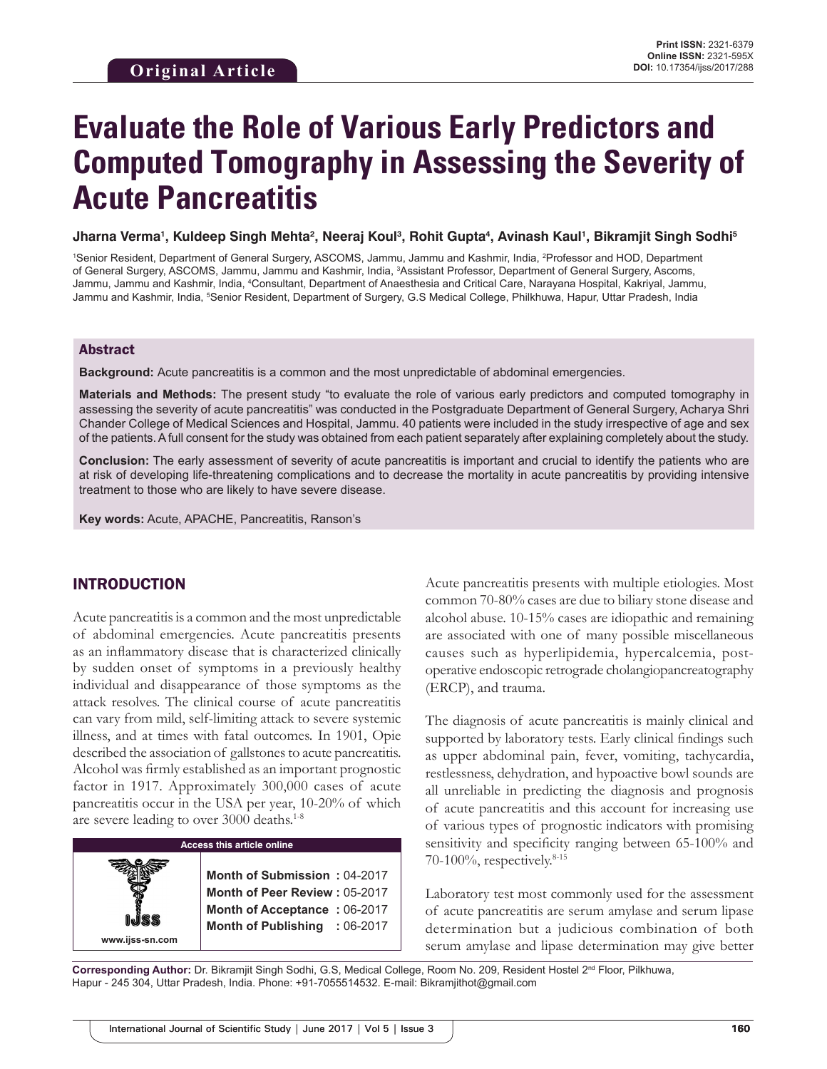Original Article

Print ISSN: 2321-6379
Online ISSN: 2321-595X
DOI: 10.17354/ijss/2017/288

# Evaluate the Role of Various Early Predictors and Computed Tomography in Assessing the Severity of Acute Pancreatitis

**Jharna Verma[1], Kuldeep Singh Mehta[2], Neeraj Koul[3], Rohit Gupta[4], Avinash Kaul[1], Bikramjit Singh Sodhi[5]**

[1]Senior Resident, Department of General Surgery, ASCOMS, Jammu, Jammu and Kashmir, India, [2]Professor and HOD, Department of General Surgery, ASCOMS, Jammu, Jammu and Kashmir, India, [3]Assistant Professor, Department of General Surgery, Ascoms, Jammu, Jammu and Kashmir, India, [4]Consultant, Department of Anaesthesia and Critical Care, Narayana Hospital, Kakriyal, Jammu, Jammu and Kashmir, India, [5]Senior Resident, Department of Surgery, G.S Medical College, Philkhuwa, Hapur, Uttar Pradesh, India

## Abstract

**Background:** Acute pancreatitis is a common and the most unpredictable of abdominal emergencies.

**Materials and Methods:** The present study "to evaluate the role of various early predictors and computed tomography in assessing the severity of acute pancreatitis" was conducted in the Postgraduate Department of General Surgery, Acharya Shri Chander College of Medical Sciences and Hospital, Jammu. 40 patients were included in the study irrespective of age and sex of the patients. A full consent for the study was obtained from each patient separately after explaining completely about the study.

**Conclusion:** The early assessment of severity of acute pancreatitis is important and crucial to identify the patients who are at risk of developing life-threatening complications and to decrease the mortality in acute pancreatitis by providing intensive treatment to those who are likely to have severe disease.

**Key words:** Acute, APACHE, Pancreatitis, Ranson's

## INTRODUCTION

Acute pancreatitis is a common and the most unpredictable of abdominal emergencies. Acute pancreatitis presents as an inflammatory disease that is characterized clinically by sudden onset of symptoms in a previously healthy individual and disappearance of those symptoms as the attack resolves. The clinical course of acute pancreatitis can vary from mild, self-limiting attack to severe systemic illness, and at times with fatal outcomes. In 1901, Opie described the association of gallstones to acute pancreatitis. Alcohol was firmly established as an important prognostic factor in 1917. Approximately 300,000 cases of acute pancreatitis occur in the USA per year, 10-20% of which are severe leading to over 3000 deaths.[1-8]

| Access this article online | |
|---|---|
| www.ijss-sn.com | Month of Submission : 04-2017<br>Month of Peer Review : 05-2017<br>Month of Acceptance : 06-2017<br>Month of Publishing : 06-2017 |

Acute pancreatitis presents with multiple etiologies. Most common 70-80% cases are due to biliary stone disease and alcohol abuse. 10-15% cases are idiopathic and remaining are associated with one of many possible miscellaneous causes such as hyperlipidemia, hypercalcemia, post-operative endoscopic retrograde cholangiopancreatography (ERCP), and trauma.

The diagnosis of acute pancreatitis is mainly clinical and supported by laboratory tests. Early clinical findings such as upper abdominal pain, fever, vomiting, tachycardia, restlessness, dehydration, and hypoactive bowl sounds are all unreliable in predicting the diagnosis and prognosis of acute pancreatitis and this account for increasing use of various types of prognostic indicators with promising sensitivity and specificity ranging between 65-100% and 70-100%, respectively.[8-15]

Laboratory test most commonly used for the assessment of acute pancreatitis are serum amylase and serum lipase determination but a judicious combination of both serum amylase and lipase determination may give better

**Corresponding Author:** Dr. Bikramjit Singh Sodhi, G.S, Medical College, Room No. 209, Resident Hostel 2nd Floor, Pilkhuwa, Hapur - 245 304, Uttar Pradesh, India. Phone: +91-7055514532. E-mail: Bikramjithot@gmail.com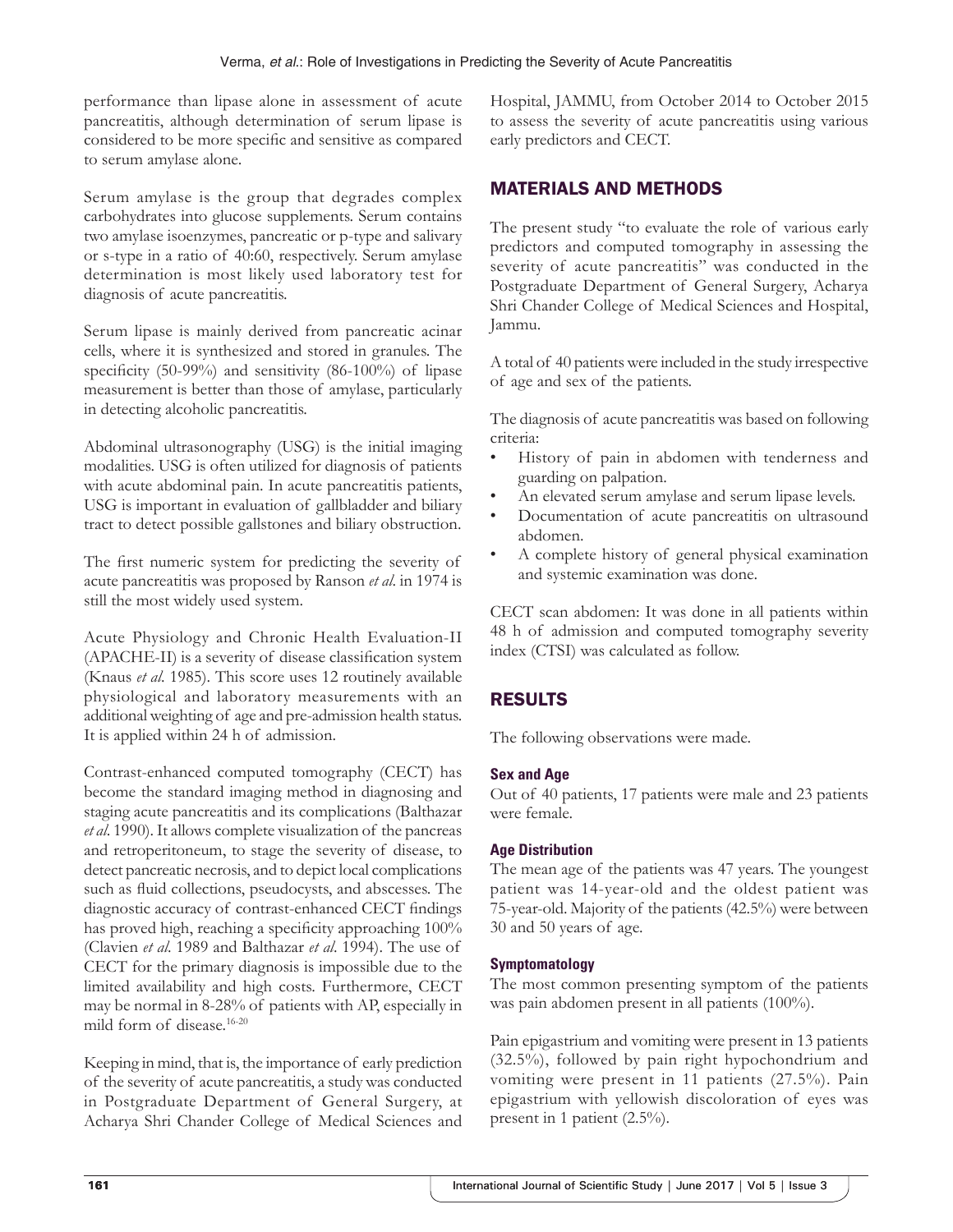performance than lipase alone in assessment of acute pancreatitis, although determination of serum lipase is considered to be more specific and sensitive as compared to serum amylase alone.

Serum amylase is the group that degrades complex carbohydrates into glucose supplements. Serum contains two amylase isoenzymes, pancreatic or p-type and salivary or s-type in a ratio of 40:60, respectively. Serum amylase determination is most likely used laboratory test for diagnosis of acute pancreatitis.

Serum lipase is mainly derived from pancreatic acinar cells, where it is synthesized and stored in granules. The specificity (50-99%) and sensitivity (86-100%) of lipase measurement is better than those of amylase, particularly in detecting alcoholic pancreatitis.

Abdominal ultrasonography (USG) is the initial imaging modalities. USG is often utilized for diagnosis of patients with acute abdominal pain. In acute pancreatitis patients, USG is important in evaluation of gallbladder and biliary tract to detect possible gallstones and biliary obstruction.

The first numeric system for predicting the severity of acute pancreatitis was proposed by Ranson *et al.* in 1974 is still the most widely used system.

Acute Physiology and Chronic Health Evaluation-II (APACHE-II) is a severity of disease classification system (Knaus *et al.* 1985). This score uses 12 routinely available physiological and laboratory measurements with an additional weighting of age and pre-admission health status. It is applied within 24 h of admission.

Contrast-enhanced computed tomography (CECT) has become the standard imaging method in diagnosing and staging acute pancreatitis and its complications (Balthazar *et al.* 1990). It allows complete visualization of the pancreas and retroperitoneum, to stage the severity of disease, to detect pancreatic necrosis, and to depict local complications such as fluid collections, pseudocysts, and abscesses. The diagnostic accuracy of contrast-enhanced CECT findings has proved high, reaching a specificity approaching 100% (Clavien *et al.* 1989 and Balthazar *et al.* 1994). The use of CECT for the primary diagnosis is impossible due to the limited availability and high costs. Furthermore, CECT may be normal in 8-28% of patients with AP, especially in mild form of disease.[16-20]

Keeping in mind, that is, the importance of early prediction of the severity of acute pancreatitis, a study was conducted in Postgraduate Department of General Surgery, at Acharya Shri Chander College of Medical Sciences and Hospital, JAMMU, from October 2014 to October 2015 to assess the severity of acute pancreatitis using various early predictors and CECT.

## MATERIALS AND METHODS

The present study "to evaluate the role of various early predictors and computed tomography in assessing the severity of acute pancreatitis" was conducted in the Postgraduate Department of General Surgery, Acharya Shri Chander College of Medical Sciences and Hospital, Jammu.

A total of 40 patients were included in the study irrespective of age and sex of the patients.

The diagnosis of acute pancreatitis was based on following criteria:

- History of pain in abdomen with tenderness and guarding on palpation.
- An elevated serum amylase and serum lipase levels.
- Documentation of acute pancreatitis on ultrasound abdomen.
- A complete history of general physical examination and systemic examination was done.

CECT scan abdomen: It was done in all patients within 48 h of admission and computed tomography severity index (CTSI) was calculated as follow.

## RESULTS

The following observations were made.

### Sex and Age

Out of 40 patients, 17 patients were male and 23 patients were female.

### Age Distribution

The mean age of the patients was 47 years. The youngest patient was 14-year-old and the oldest patient was 75-year-old. Majority of the patients (42.5%) were between 30 and 50 years of age.

### Symptomatology

The most common presenting symptom of the patients was pain abdomen present in all patients (100%).

Pain epigastrium and vomiting were present in 13 patients (32.5%), followed by pain right hypochondrium and vomiting were present in 11 patients (27.5%). Pain epigastrium with yellowish discoloration of eyes was present in 1 patient (2.5%).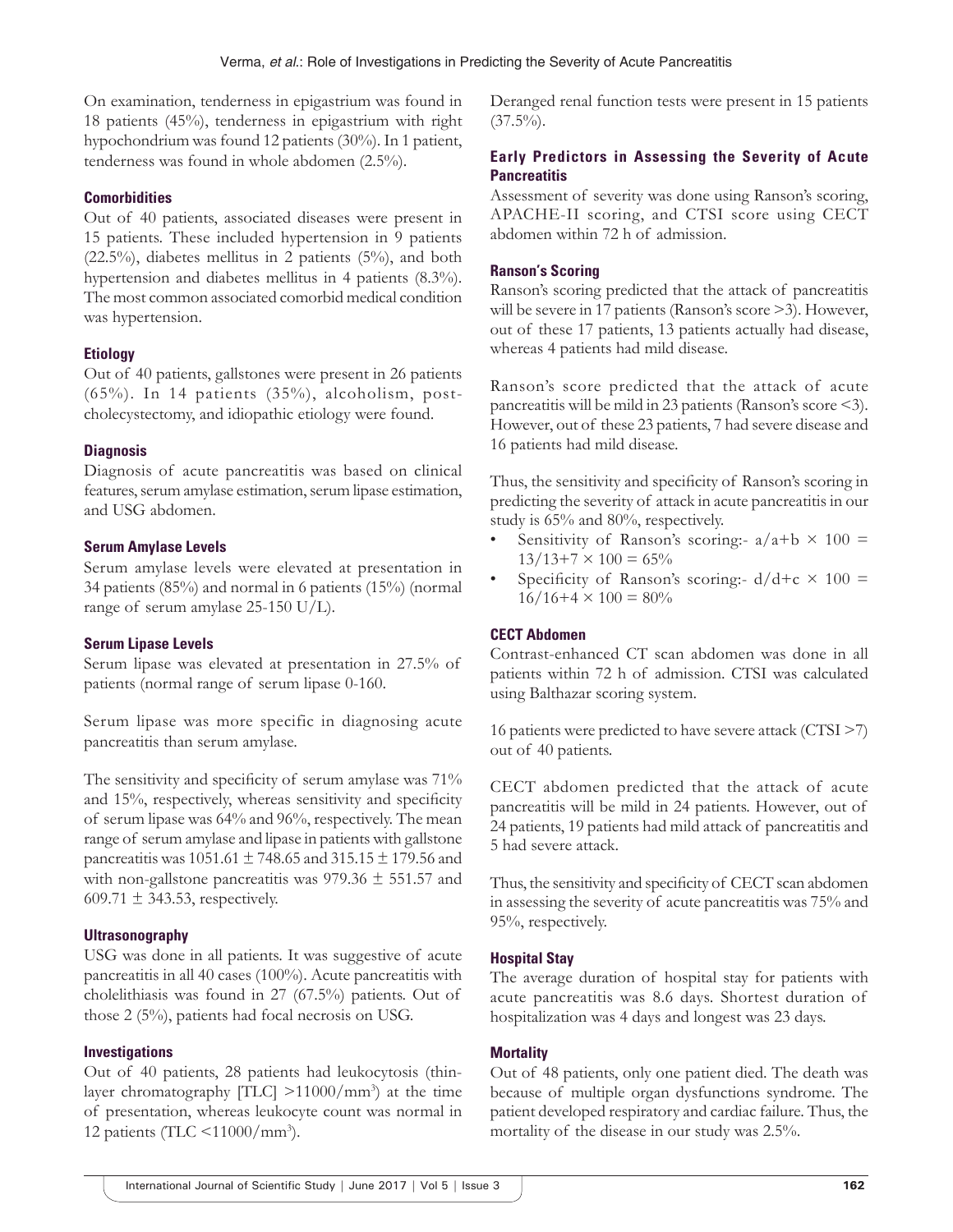On examination, tenderness in epigastrium was found in 18 patients (45%), tenderness in epigastrium with right hypochondrium was found 12 patients (30%). In 1 patient, tenderness was found in whole abdomen (2.5%).

### Comorbidities

Out of 40 patients, associated diseases were present in 15 patients. These included hypertension in 9 patients (22.5%), diabetes mellitus in 2 patients (5%), and both hypertension and diabetes mellitus in 4 patients (8.3%). The most common associated comorbid medical condition was hypertension.

### Etiology

Out of 40 patients, gallstones were present in 26 patients (65%). In 14 patients (35%), alcoholism, post-cholecystectomy, and idiopathic etiology were found.

### Diagnosis

Diagnosis of acute pancreatitis was based on clinical features, serum amylase estimation, serum lipase estimation, and USG abdomen.

### Serum Amylase Levels

Serum amylase levels were elevated at presentation in 34 patients (85%) and normal in 6 patients (15%) (normal range of serum amylase 25-150 U/L).

### Serum Lipase Levels

Serum lipase was elevated at presentation in 27.5% of patients (normal range of serum lipase 0-160.

Serum lipase was more specific in diagnosing acute pancreatitis than serum amylase.

The sensitivity and specificity of serum amylase was 71% and 15%, respectively, whereas sensitivity and specificity of serum lipase was 64% and 96%, respectively. The mean range of serum amylase and lipase in patients with gallstone pancreatitis was 1051.61 ± 748.65 and 315.15 ± 179.56 and with non-gallstone pancreatitis was 979.36 ± 551.57 and 609.71 ± 343.53, respectively.

### Ultrasonography

USG was done in all patients. It was suggestive of acute pancreatitis in all 40 cases (100%). Acute pancreatitis with cholelithiasis was found in 27 (67.5%) patients. Out of those 2 (5%), patients had focal necrosis on USG.

### Investigations

Out of 40 patients, 28 patients had leukocytosis (thin-layer chromatography [TLC] >11000/mm$^3$) at the time of presentation, whereas leukocyte count was normal in 12 patients (TLC <11000/mm$^3$).

Deranged renal function tests were present in 15 patients (37.5%).

### Early Predictors in Assessing the Severity of Acute Pancreatitis

Assessment of severity was done using Ranson's scoring, APACHE-II scoring, and CTSI score using CECT abdomen within 72 h of admission.

### Ranson's Scoring

Ranson's scoring predicted that the attack of pancreatitis will be severe in 17 patients (Ranson's score >3). However, out of these 17 patients, 13 patients actually had disease, whereas 4 patients had mild disease.

Ranson's score predicted that the attack of acute pancreatitis will be mild in 23 patients (Ranson's score <3). However, out of these 23 patients, 7 had severe disease and 16 patients had mild disease.

Thus, the sensitivity and specificity of Ranson's scoring in predicting the severity of attack in acute pancreatitis in our study is 65% and 80%, respectively.

- Sensitivity of Ranson's scoring:- $a/a+b \times 100 = 13/13+7 \times 100 = 65\%$
- Specificity of Ranson's scoring:- $d/d+c \times 100 = 16/16+4 \times 100 = 80\%$

### CECT Abdomen

Contrast-enhanced CT scan abdomen was done in all patients within 72 h of admission. CTSI was calculated using Balthazar scoring system.

16 patients were predicted to have severe attack (CTSI >7) out of 40 patients.

CECT abdomen predicted that the attack of acute pancreatitis will be mild in 24 patients. However, out of 24 patients, 19 patients had mild attack of pancreatitis and 5 had severe attack.

Thus, the sensitivity and specificity of CECT scan abdomen in assessing the severity of acute pancreatitis was 75% and 95%, respectively.

### Hospital Stay

The average duration of hospital stay for patients with acute pancreatitis was 8.6 days. Shortest duration of hospitalization was 4 days and longest was 23 days.

### Mortality

Out of 48 patients, only one patient died. The death was because of multiple organ dysfunctions syndrome. The patient developed respiratory and cardiac failure. Thus, the mortality of the disease in our study was 2.5%.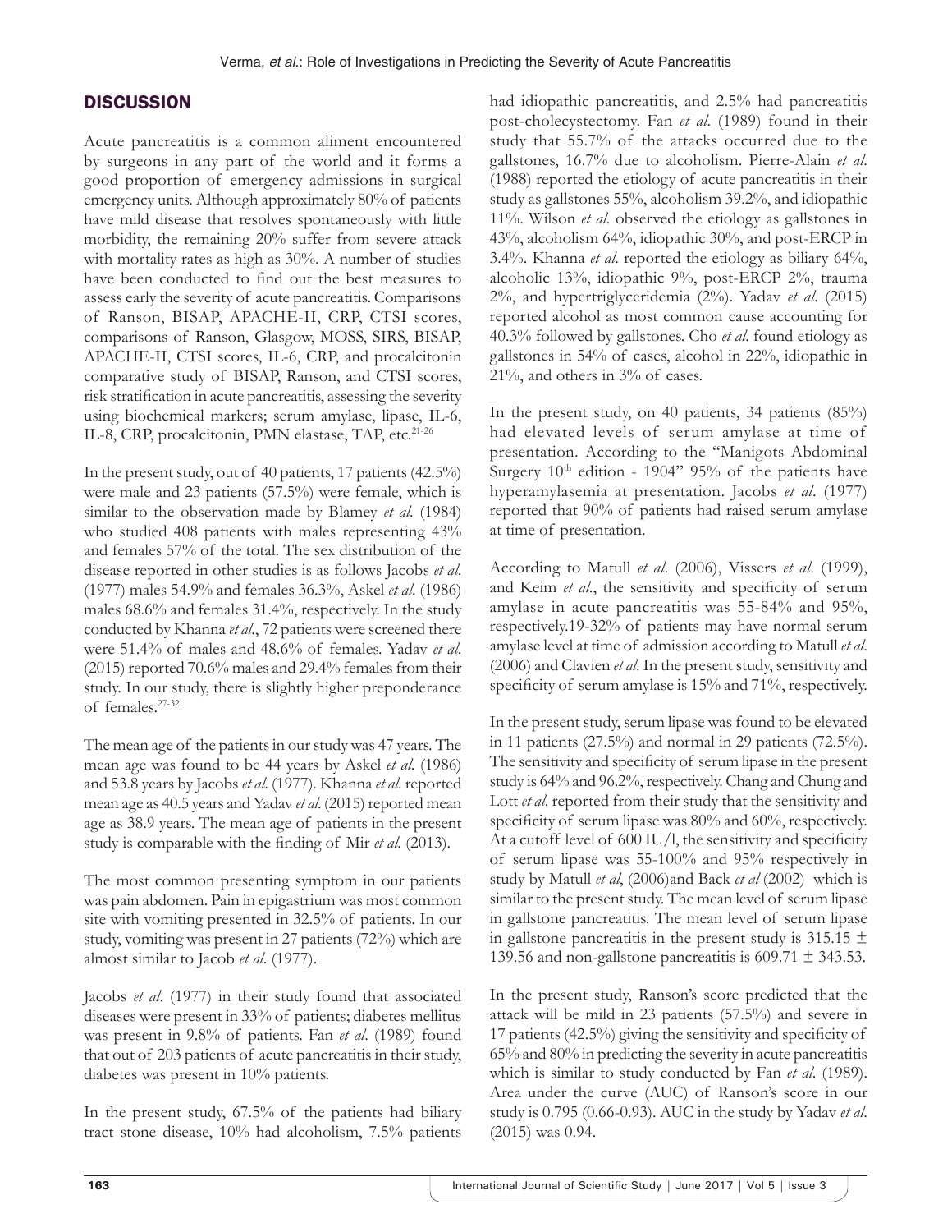## DISCUSSION

Acute pancreatitis is a common aliment encountered by surgeons in any part of the world and it forms a good proportion of emergency admissions in surgical emergency units. Although approximately 80% of patients have mild disease that resolves spontaneously with little morbidity, the remaining 20% suffer from severe attack with mortality rates as high as 30%. A number of studies have been conducted to find out the best measures to assess early the severity of acute pancreatitis. Comparisons of Ranson, BISAP, APACHE-II, CRP, CTSI scores, comparisons of Ranson, Glasgow, MOSS, SIRS, BISAP, APACHE-II, CTSI scores, IL-6, CRP, and procalcitonin comparative study of BISAP, Ranson, and CTSI scores, risk stratification in acute pancreatitis, assessing the severity using biochemical markers; serum amylase, lipase, IL-6, IL-8, CRP, procalcitonin, PMN elastase, TAP, etc.[21-26]

In the present study, out of 40 patients, 17 patients (42.5%) were male and 23 patients (57.5%) were female, which is similar to the observation made by Blamey *et al.* (1984) who studied 408 patients with males representing 43% and females 57% of the total. The sex distribution of the disease reported in other studies is as follows Jacobs *et al.* (1977) males 54.9% and females 36.3%, Askel *et al.* (1986) males 68.6% and females 31.4%, respectively. In the study conducted by Khanna *et al.*, 72 patients were screened there were 51.4% of males and 48.6% of females. Yadav *et al.* (2015) reported 70.6% males and 29.4% females from their study. In our study, there is slightly higher preponderance of females.[27-32]

The mean age of the patients in our study was 47 years. The mean age was found to be 44 years by Askel *et al.* (1986) and 53.8 years by Jacobs *et al.* (1977). Khanna *et al.* reported mean age as 40.5 years and Yadav *et al.* (2015) reported mean age as 38.9 years. The mean age of patients in the present study is comparable with the finding of Mir *et al.* (2013).

The most common presenting symptom in our patients was pain abdomen. Pain in epigastrium was most common site with vomiting presented in 32.5% of patients. In our study, vomiting was present in 27 patients (72%) which are almost similar to Jacob *et al.* (1977).

Jacobs *et al.* (1977) in their study found that associated diseases were present in 33% of patients; diabetes mellitus was present in 9.8% of patients. Fan *et al.* (1989) found that out of 203 patients of acute pancreatitis in their study, diabetes was present in 10% patients.

In the present study, 67.5% of the patients had biliary tract stone disease, 10% had alcoholism, 7.5% patients had idiopathic pancreatitis, and 2.5% had pancreatitis post-cholecystectomy. Fan *et al.* (1989) found in their study that 55.7% of the attacks occurred due to the gallstones, 16.7% due to alcoholism. Pierre-Alain *et al.* (1988) reported the etiology of acute pancreatitis in their study as gallstones 55%, alcoholism 39.2%, and idiopathic 11%. Wilson *et al.* observed the etiology as gallstones in 43%, alcoholism 64%, idiopathic 30%, and post-ERCP in 3.4%. Khanna *et al.* reported the etiology as biliary 64%, alcoholic 13%, idiopathic 9%, post-ERCP 2%, trauma 2%, and hypertriglyceridemia (2%). Yadav *et al.* (2015) reported alcohol as most common cause accounting for 40.3% followed by gallstones. Cho *et al.* found etiology as gallstones in 54% of cases, alcohol in 22%, idiopathic in 21%, and others in 3% of cases.

In the present study, on 40 patients, 34 patients (85%) had elevated levels of serum amylase at time of presentation. According to the "Manigots Abdominal Surgery 10th edition - 1904" 95% of the patients have hyperamylasemia at presentation. Jacobs *et al.* (1977) reported that 90% of patients had raised serum amylase at time of presentation.

According to Matull *et al.* (2006), Vissers *et al.* (1999), and Keim *et al.*, the sensitivity and specificity of serum amylase in acute pancreatitis was 55-84% and 95%, respectively.19-32% of patients may have normal serum amylase level at time of admission according to Matull *et al.* (2006) and Clavien *et al.* In the present study, sensitivity and specificity of serum amylase is 15% and 71%, respectively.

In the present study, serum lipase was found to be elevated in 11 patients (27.5%) and normal in 29 patients (72.5%). The sensitivity and specificity of serum lipase in the present study is 64% and 96.2%, respectively. Chang and Chung and Lott *et al.* reported from their study that the sensitivity and specificity of serum lipase was 80% and 60%, respectively. At a cutoff level of 600 IU/l, the sensitivity and specificity of serum lipase was 55-100% and 95% respectively in study by Matull *et al*, (2006)and Back *et al* (2002) which is similar to the present study. The mean level of serum lipase in gallstone pancreatitis. The mean level of serum lipase in gallstone pancreatitis in the present study is 315.15 ± 139.56 and non-gallstone pancreatitis is 609.71 ± 343.53.

In the present study, Ranson's score predicted that the attack will be mild in 23 patients (57.5%) and severe in 17 patients (42.5%) giving the sensitivity and specificity of 65% and 80% in predicting the severity in acute pancreatitis which is similar to study conducted by Fan *et al.* (1989). Area under the curve (AUC) of Ranson's score in our study is 0.795 (0.66-0.93). AUC in the study by Yadav *et al.* (2015) was 0.94.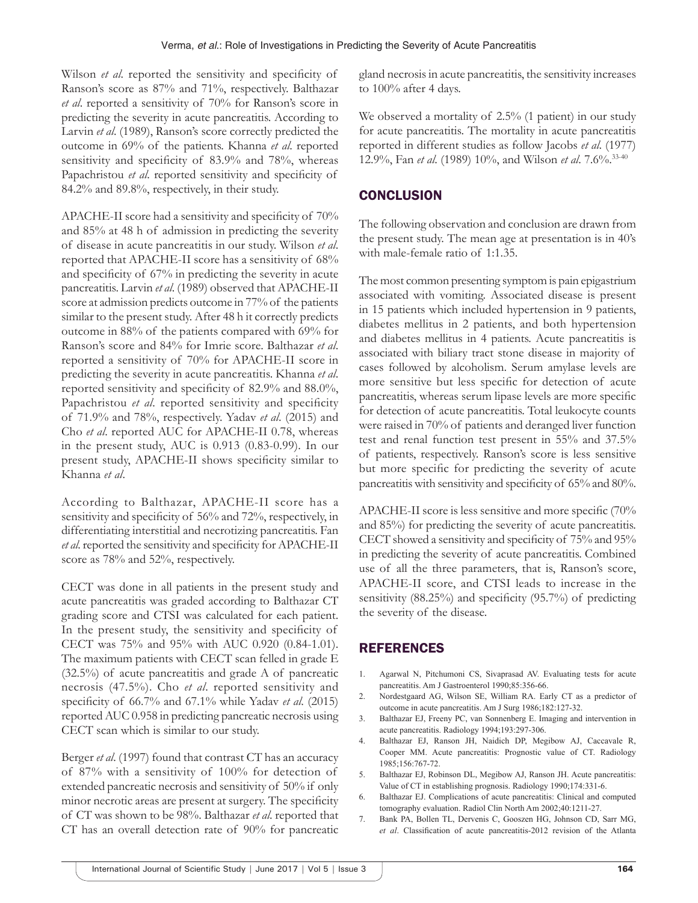Wilson *et al*. reported the sensitivity and specificity of Ranson's score as 87% and 71%, respectively. Balthazar *et al*. reported a sensitivity of 70% for Ranson's score in predicting the severity in acute pancreatitis. According to Larvin *et al*. (1989), Ranson's score correctly predicted the outcome in 69% of the patients. Khanna *et al*. reported sensitivity and specificity of 83.9% and 78%, whereas Papachristou *et al*. reported sensitivity and specificity of 84.2% and 89.8%, respectively, in their study.

APACHE-II score had a sensitivity and specificity of 70% and 85% at 48 h of admission in predicting the severity of disease in acute pancreatitis in our study. Wilson *et al*. reported that APACHE-II score has a sensitivity of 68% and specificity of 67% in predicting the severity in acute pancreatitis. Larvin *et al*. (1989) observed that APACHE-II score at admission predicts outcome in 77% of the patients similar to the present study. After 48 h it correctly predicts outcome in 88% of the patients compared with 69% for Ranson's score and 84% for Imrie score. Balthazar *et al*. reported a sensitivity of 70% for APACHE-II score in predicting the severity in acute pancreatitis. Khanna *et al*. reported sensitivity and specificity of 82.9% and 88.0%, Papachristou *et al*. reported sensitivity and specificity of 71.9% and 78%, respectively. Yadav *et al*. (2015) and Cho *et al*. reported AUC for APACHE-II 0.78, whereas in the present study, AUC is 0.913 (0.83-0.99). In our present study, APACHE-II shows specificity similar to Khanna *et al*.

According to Balthazar, APACHE-II score has a sensitivity and specificity of 56% and 72%, respectively, in differentiating interstitial and necrotizing pancreatitis. Fan *et al*. reported the sensitivity and specificity for APACHE-II score as 78% and 52%, respectively.

CECT was done in all patients in the present study and acute pancreatitis was graded according to Balthazar CT grading score and CTSI was calculated for each patient. In the present study, the sensitivity and specificity of CECT was 75% and 95% with AUC 0.920 (0.84-1.01). The maximum patients with CECT scan felled in grade E (32.5%) of acute pancreatitis and grade A of pancreatic necrosis (47.5%). Cho *et al*. reported sensitivity and specificity of 66.7% and 67.1% while Yadav *et al*. (2015) reported AUC 0.958 in predicting pancreatic necrosis using CECT scan which is similar to our study.

Berger *et al*. (1997) found that contrast CT has an accuracy of 87% with a sensitivity of 100% for detection of extended pancreatic necrosis and sensitivity of 50% if only minor necrotic areas are present at surgery. The specificity of CT was shown to be 98%. Balthazar *et al*. reported that CT has an overall detection rate of 90% for pancreatic gland necrosis in acute pancreatitis, the sensitivity increases to 100% after 4 days.

We observed a mortality of 2.5% (1 patient) in our study for acute pancreatitis. The mortality in acute pancreatitis reported in different studies as follow Jacobs *et al*. (1977) 12.9%, Fan *et al*. (1989) 10%, and Wilson *et al*. 7.6%.[33-40]

## CONCLUSION

The following observation and conclusion are drawn from the present study. The mean age at presentation is in 40's with male-female ratio of 1:1.35.

The most common presenting symptom is pain epigastrium associated with vomiting. Associated disease is present in 15 patients which included hypertension in 9 patients, diabetes mellitus in 2 patients, and both hypertension and diabetes mellitus in 4 patients. Acute pancreatitis is associated with biliary tract stone disease in majority of cases followed by alcoholism. Serum amylase levels are more sensitive but less specific for detection of acute pancreatitis, whereas serum lipase levels are more specific for detection of acute pancreatitis. Total leukocyte counts were raised in 70% of patients and deranged liver function test and renal function test present in 55% and 37.5% of patients, respectively. Ranson's score is less sensitive but more specific for predicting the severity of acute pancreatitis with sensitivity and specificity of 65% and 80%.

APACHE-II score is less sensitive and more specific (70% and 85%) for predicting the severity of acute pancreatitis. CECT showed a sensitivity and specificity of 75% and 95% in predicting the severity of acute pancreatitis. Combined use of all the three parameters, that is, Ranson's score, APACHE-II score, and CTSI leads to increase in the sensitivity (88.25%) and specificity (95.7%) of predicting the severity of the disease.

## REFERENCES

1. Agarwal N, Pitchumoni CS, Sivaprasad AV. Evaluating tests for acute pancreatitis. Am J Gastroenterol 1990;85:356-66.
2. Nordestgaard AG, Wilson SE, William RA. Early CT as a predictor of outcome in acute pancreatitis. Am J Surg 1986;182:127-32.
3. Balthazar EJ, Freeny PC, van Sonnenberg E. Imaging and intervention in acute pancreatitis. Radiology 1994;193:297-306.
4. Balthazar EJ, Ranson JH, Naidich DP, Megibow AJ, Caccavale R, Cooper MM. Acute pancreatitis: Prognostic value of CT. Radiology 1985;156:767-72.
5. Balthazar EJ, Robinson DL, Megibow AJ, Ranson JH. Acute pancreatitis: Value of CT in establishing prognosis. Radiology 1990;174:331-6.
6. Balthazar EJ. Complications of acute pancreatitis: Clinical and computed tomography evaluation. Radiol Clin North Am 2002;40:1211-27.
7. Bank PA, Bollen TL, Dervenis C, Gooszen HG, Johnson CD, Sarr MG, *et al*. Classification of acute pancreatitis-2012 revision of the Atlanta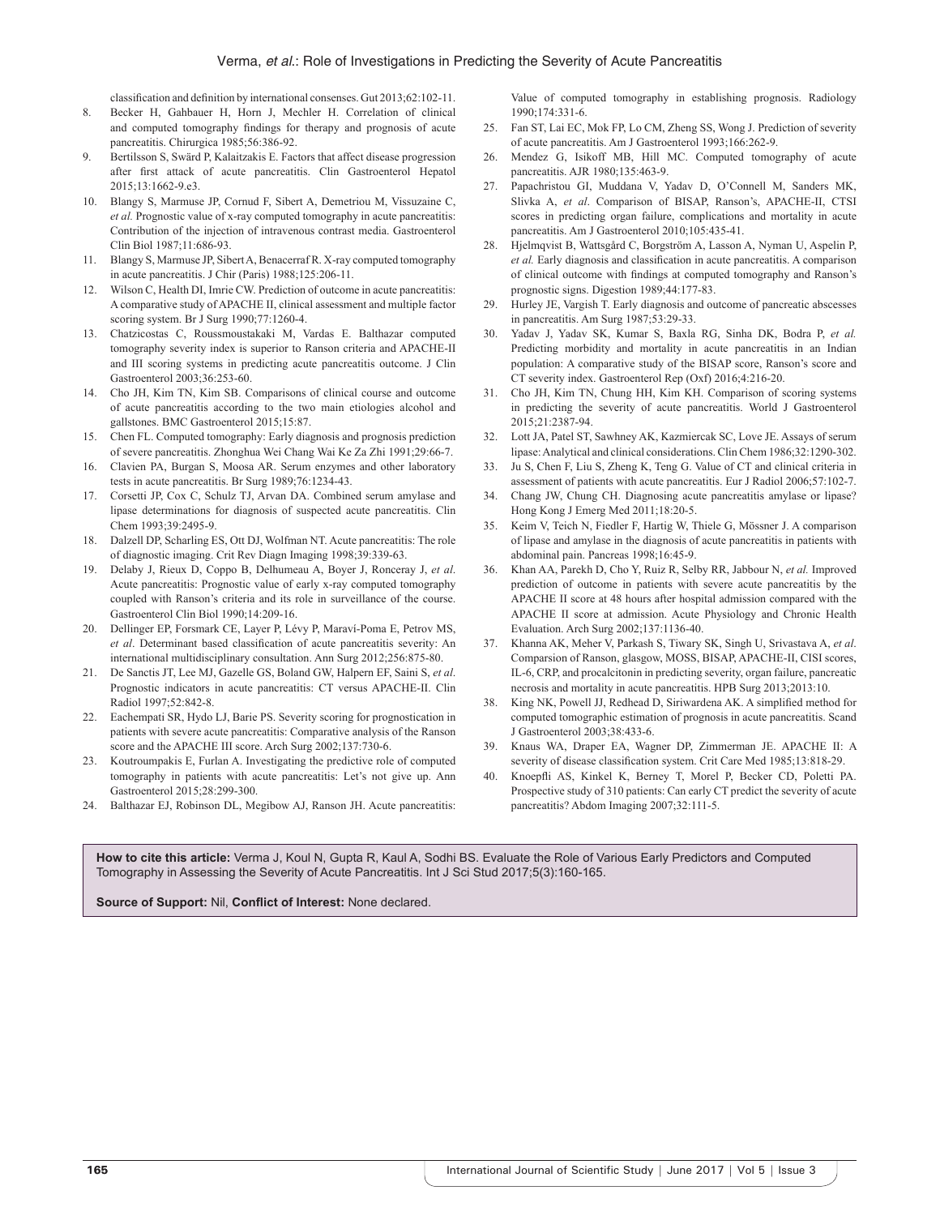classification and definition by international consenses. Gut 2013;62:102-11.

8. Becker H, Gahbauer H, Horn J, Mechler H. Correlation of clinical and computed tomography findings for therapy and prognosis of acute pancreatitis. Chirurgica 1985;56:386-92.
9. Bertilsson S, Swärd P, Kalaitzakis E. Factors that affect disease progression after first attack of acute pancreatitis. Clin Gastroenterol Hepatol 2015;13:1662-9.e3.
10. Blangy S, Marmuse JP, Cornud F, Sibert A, Demetriou M, Vissuzaine C, *et al.* Prognostic value of x-ray computed tomography in acute pancreatitis: Contribution of the injection of intravenous contrast media. Gastroenterol Clin Biol 1987;11:686-93.
11. Blangy S, Marmuse JP, Sibert A, Benacerraf R. X-ray computed tomography in acute pancreatitis. J Chir (Paris) 1988;125:206-11.
12. Wilson C, Health DI, Imrie CW. Prediction of outcome in acute pancreatitis: A comparative study of APACHE II, clinical assessment and multiple factor scoring system. Br J Surg 1990;77:1260-4.
13. Chatzicostas C, Roussmoustakaki M, Vardas E. Balthazar computed tomography severity index is superior to Ranson criteria and APACHE-II and III scoring systems in predicting acute pancreatitis outcome. J Clin Gastroenterol 2003;36:253-60.
14. Cho JH, Kim TN, Kim SB. Comparisons of clinical course and outcome of acute pancreatitis according to the two main etiologies alcohol and gallstones. BMC Gastroenterol 2015;15:87.
15. Chen FL. Computed tomography: Early diagnosis and prognosis prediction of severe pancreatitis. Zhonghua Wei Chang Wai Ke Za Zhi 1991;29:66-7.
16. Clavien PA, Burgan S, Moosa AR. Serum enzymes and other laboratory tests in acute pancreatitis. Br Surg 1989;76:1234-43.
17. Corsetti JP, Cox C, Schulz TJ, Arvan DA. Combined serum amylase and lipase determinations for diagnosis of suspected acute pancreatitis. Clin Chem 1993;39:2495-9.
18. Dalzell DP, Scharling ES, Ott DJ, Wolfman NT. Acute pancreatitis: The role of diagnostic imaging. Crit Rev Diagn Imaging 1998;39:339-63.
19. Delaby J, Rieux D, Coppo B, Delhumeau A, Boyer J, Ronceray J, *et al*. Acute pancreatitis: Prognostic value of early x-ray computed tomography coupled with Ranson's criteria and its role in surveillance of the course. Gastroenterol Clin Biol 1990;14:209-16.
20. Dellinger EP, Forsmark CE, Layer P, Lévy P, Maraví-Poma E, Petrov MS, *et al*. Determinant based classification of acute pancreatitis severity: An international multidisciplinary consultation. Ann Surg 2012;256:875-80.
21. De Sanctis JT, Lee MJ, Gazelle GS, Boland GW, Halpern EF, Saini S, *et al*. Prognostic indicators in acute pancreatitis: CT versus APACHE-II. Clin Radiol 1997;52:842-8.
22. Eachempati SR, Hydo LJ, Barie PS. Severity scoring for prognostication in patients with severe acute pancreatitis: Comparative analysis of the Ranson score and the APACHE III score. Arch Surg 2002;137:730-6.
23. Koutroumpakis E, Furlan A. Investigating the predictive role of computed tomography in patients with acute pancreatitis: Let's not give up. Ann Gastroenterol 2015;28:299-300.
24. Balthazar EJ, Robinson DL, Megibow AJ, Ranson JH. Acute pancreatitis: Value of computed tomography in establishing prognosis. Radiology 1990;174:331-6.
25. Fan ST, Lai EC, Mok FP, Lo CM, Zheng SS, Wong J. Prediction of severity of acute pancreatitis. Am J Gastroenterol 1993;166:262-9.
26. Mendez G, Isikoff MB, Hill MC. Computed tomography of acute pancreatitis. AJR 1980;135:463-9.
27. Papachristou GI, Muddana V, Yadav D, O'Connell M, Sanders MK, Slivka A, *et al*. Comparison of BISAP, Ranson's, APACHE-II, CTSI scores in predicting organ failure, complications and mortality in acute pancreatitis. Am J Gastroenterol 2010;105:435-41.
28. Hjelmqvist B, Wattsgård C, Borgström A, Lasson A, Nyman U, Aspelin P, *et al.* Early diagnosis and classification in acute pancreatitis. A comparison of clinical outcome with findings at computed tomography and Ranson's prognostic signs. Digestion 1989;44:177-83.
29. Hurley JE, Vargish T. Early diagnosis and outcome of pancreatic abscesses in pancreatitis. Am Surg 1987;53:29-33.
30. Yadav J, Yadav SK, Kumar S, Baxla RG, Sinha DK, Bodra P, *et al.* Predicting morbidity and mortality in acute pancreatitis in an Indian population: A comparative study of the BISAP score, Ranson's score and CT severity index. Gastroenterol Rep (Oxf) 2016;4:216-20.
31. Cho JH, Kim TN, Chung HH, Kim KH. Comparison of scoring systems in predicting the severity of acute pancreatitis. World J Gastroenterol 2015;21:2387-94.
32. Lott JA, Patel ST, Sawhney AK, Kazmiercak SC, Love JE. Assays of serum lipase: Analytical and clinical considerations. Clin Chem 1986;32:1290-302.
33. Ju S, Chen F, Liu S, Zheng K, Teng G. Value of CT and clinical criteria in assessment of patients with acute pancreatitis. Eur J Radiol 2006;57:102-7.
34. Chang JW, Chung CH. Diagnosing acute pancreatitis amylase or lipase? Hong Kong J Emerg Med 2011;18:20-5.
35. Keim V, Teich N, Fiedler F, Hartig W, Thiele G, Mössner J. A comparison of lipase and amylase in the diagnosis of acute pancreatitis in patients with abdominal pain. Pancreas 1998;16:45-9.
36. Khan AA, Parekh D, Cho Y, Ruiz R, Selby RR, Jabbour N, *et al.* Improved prediction of outcome in patients with severe acute pancreatitis by the APACHE II score at 48 hours after hospital admission compared with the APACHE II score at admission. Acute Physiology and Chronic Health Evaluation. Arch Surg 2002;137:1136-40.
37. Khanna AK, Meher V, Parkash S, Tiwary SK, Singh U, Srivastava A, *et al*. Comparsion of Ranson, glasgow, MOSS, BISAP, APACHE-II, CISI scores, IL-6, CRP, and procalcitonin in predicting severity, organ failure, pancreatic necrosis and mortality in acute pancreatitis. HPB Surg 2013;2013:10.
38. King NK, Powell JJ, Redhead D, Siriwardena AK. A simplified method for computed tomographic estimation of prognosis in acute pancreatitis. Scand J Gastroenterol 2003;38:433-6.
39. Knaus WA, Draper EA, Wagner DP, Zimmerman JE. APACHE II: A severity of disease classification system. Crit Care Med 1985;13:818-29.
40. Knoepfli AS, Kinkel K, Berney T, Morel P, Becker CD, Poletti PA. Prospective study of 310 patients: Can early CT predict the severity of acute pancreatitis? Abdom Imaging 2007;32:111-5.

**How to cite this article:** Verma J, Koul N, Gupta R, Kaul A, Sodhi BS. Evaluate the Role of Various Early Predictors and Computed Tomography in Assessing the Severity of Acute Pancreatitis. Int J Sci Stud 2017;5(3):160-165.

**Source of Support:** Nil, **Conflict of Interest:** None declared.